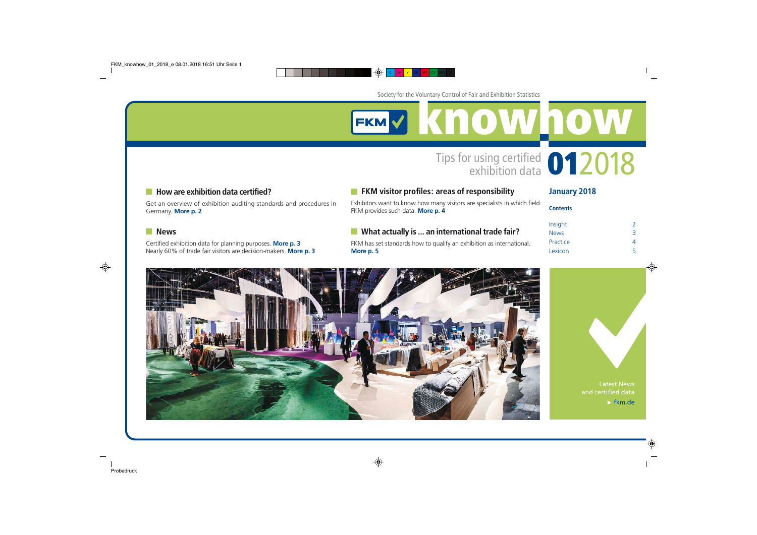Society for the Voluntary Control of Fair and Exhibition Statistics

# FKM knowhow

Tips for using certified exhibition data **01**2018

## How are exhibition data certified?

Get an overview of exhibition auditing standards and procedures in Germany. **More p. 2**

## News

Certified exhibition data for planning purposes. **More p. 3**
Nearly 60% of trade fair visitors are decision-makers. **More p. 3**

## FKM visitor profiles: areas of responsibility

Exhibitors want to know how many visitors are specialists in which field. FKM provides such data. **More p. 4**

## What actually is ... an international trade fair?

FKM has set standards how to qualify an exhibition as international. **More p. 5**

## January 2018

**Contents**

| | |
|---|---|
| Insight | 2 |
| News | 3 |
| Practice | 4 |
| Lexicon | 5 |

Latest News and certified data
▸ fkm.de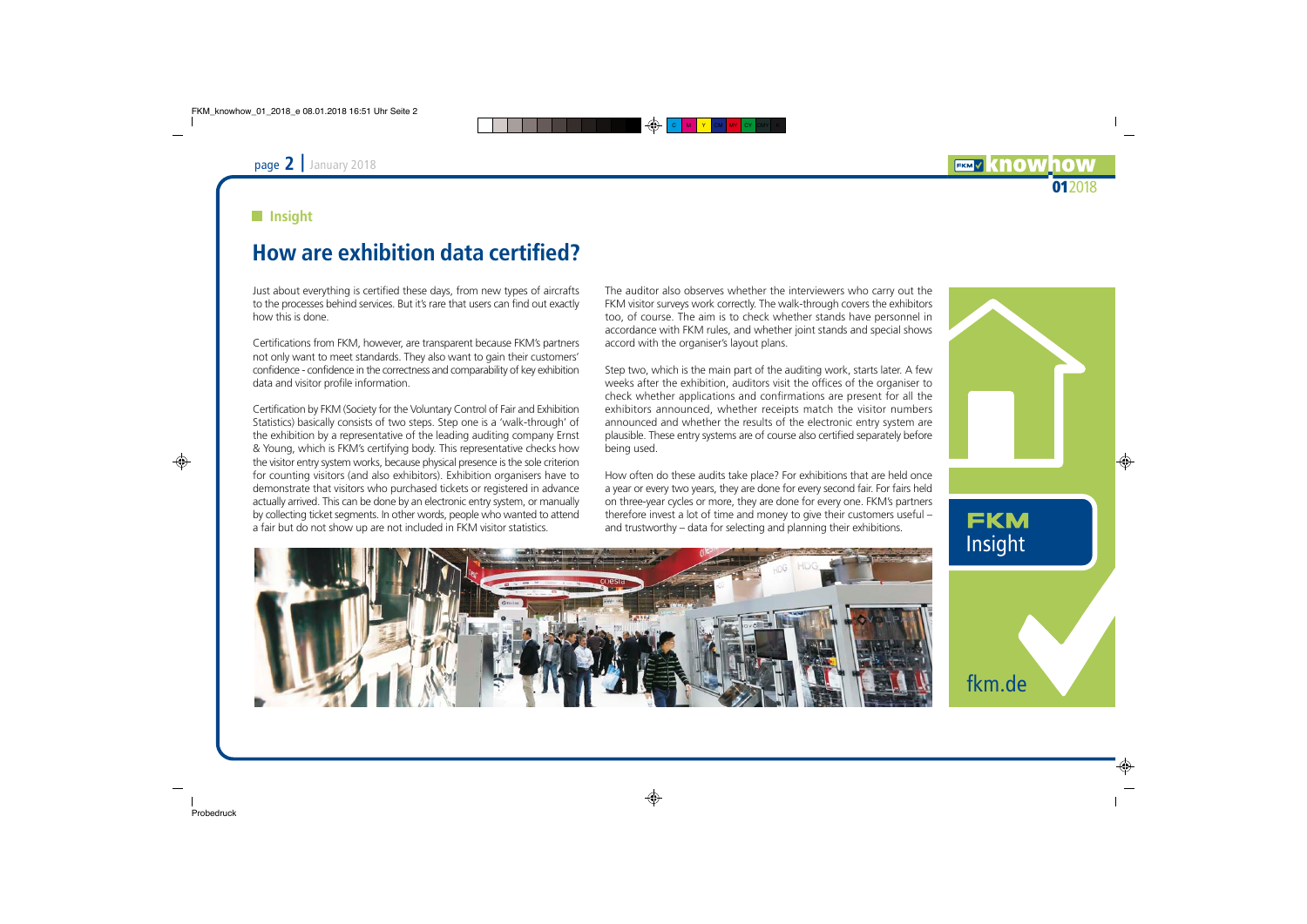## Insight

# How are exhibition data certified?

Just about everything is certified these days, from new types of aircrafts to the processes behind services. But it's rare that users can find out exactly how this is done.

Certifications from FKM, however, are transparent because FKM's partners not only want to meet standards. They also want to gain their customers' confidence - confidence in the correctness and comparability of key exhibition data and visitor profile information.

Certification by FKM (Society for the Voluntary Control of Fair and Exhibition Statistics) basically consists of two steps. Step one is a 'walk-through' of the exhibition by a representative of the leading auditing company Ernst & Young, which is FKM's certifying body. This representative checks how the visitor entry system works, because physical presence is the sole criterion for counting visitors (and also exhibitors). Exhibition organisers have to demonstrate that visitors who purchased tickets or registered in advance actually arrived. This can be done by an electronic entry system, or manually by collecting ticket segments. In other words, people who wanted to attend a fair but do not show up are not included in FKM visitor statistics.

The auditor also observes whether the interviewers who carry out the FKM visitor surveys work correctly. The walk-through covers the exhibitors too, of course. The aim is to check whether stands have personnel in accordance with FKM rules, and whether joint stands and special shows accord with the organiser's layout plans.

Step two, which is the main part of the auditing work, starts later. A few weeks after the exhibition, auditors visit the offices of the organiser to check whether applications and confirmations are present for all the exhibitors announced, whether receipts match the visitor numbers announced and whether the results of the electronic entry system are plausible. These entry systems are of course also certified separately before being used.

How often do these audits take place? For exhibitions that are held once a year or every two years, they are done for every second fair. For fairs held on three-year cycles or more, they are done for every one. FKM's partners therefore invest a lot of time and money to give their customers useful – and trustworthy – data for selecting and planning their exhibitions.

FKM Insight

fkm.de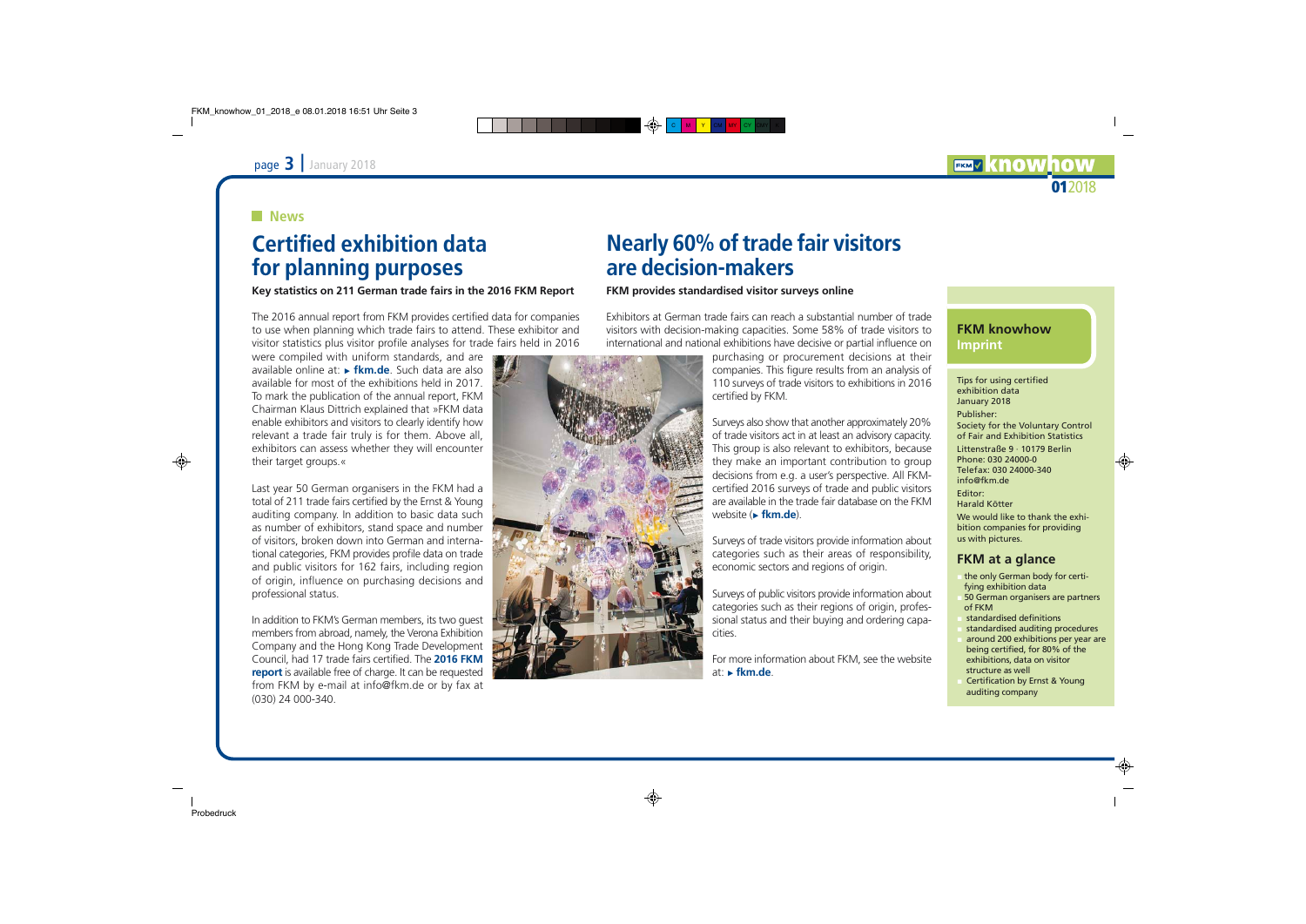## News

# Certified exhibition data for planning purposes

**Key statistics on 211 German trade fairs in the 2016 FKM Report**

The 2016 annual report from FKM provides certified data for companies to use when planning which trade fairs to attend. These exhibitor and visitor statistics plus visitor profile analyses for trade fairs held in 2016 were compiled with uniform standards, and are available online at: ▸ **fkm.de**. Such data are also available for most of the exhibitions held in 2017. To mark the publication of the annual report, FKM Chairman Klaus Dittrich explained that »FKM data enable exhibitors and visitors to clearly identify how relevant a trade fair truly is for them. Above all, exhibitors can assess whether they will encounter their target groups.«

Last year 50 German organisers in the FKM had a total of 211 trade fairs certified by the Ernst & Young auditing company. In addition to basic data such as number of exhibitors, stand space and number of visitors, broken down into German and international categories, FKM provides profile data on trade and public visitors for 162 fairs, including region of origin, influence on purchasing decisions and professional status.

In addition to FKM's German members, its two guest members from abroad, namely, the Verona Exhibition Company and the Hong Kong Trade Development Council, had 17 trade fairs certified. The **2016 FKM report** is available free of charge. It can be requested from FKM by e-mail at info@fkm.de or by fax at (030) 24 000-340.

# Nearly 60% of trade fair visitors are decision-makers

**FKM provides standardised visitor surveys online**

Exhibitors at German trade fairs can reach a substantial number of trade visitors with decision-making capacities. Some 58% of trade visitors to international and national exhibitions have decisive or partial influence on purchasing or procurement decisions at their companies. This figure results from an analysis of 110 surveys of trade visitors to exhibitions in 2016 certified by FKM.

Surveys also show that another approximately 20% of trade visitors act in at least an advisory capacity. This group is also relevant to exhibitors, because they make an important contribution to group decisions from e.g. a user's perspective. All FKM-certified 2016 surveys of trade and public visitors are available in the trade fair database on the FKM website (▸ **fkm.de**).

Surveys of trade visitors provide information about categories such as their areas of responsibility, economic sectors and regions of origin.

Surveys of public visitors provide information about categories such as their regions of origin, professional status and their buying and ordering capacities.

For more information about FKM, see the website at: ▸ **fkm.de**.

## FKM knowhow Imprint

Tips for using certified exhibition data
January 2018

Publisher:
Society for the Voluntary Control of Fair and Exhibition Statistics
Littenstraße 9 · 10179 Berlin
Phone: 030 24000-0
Telefax: 030 24000-340
info@fkm.de

Editor:
Harald Kötter

We would like to thank the exhibition companies for providing us with pictures.

## FKM at a glance

- the only German body for certifying exhibition data
- 50 German organisers are partners of FKM
- standardised definitions
- standardised auditing procedures
- around 200 exhibitions per year are being certified, for 80% of the exhibitions, data on visitor structure as well
- Certification by Ernst & Young auditing company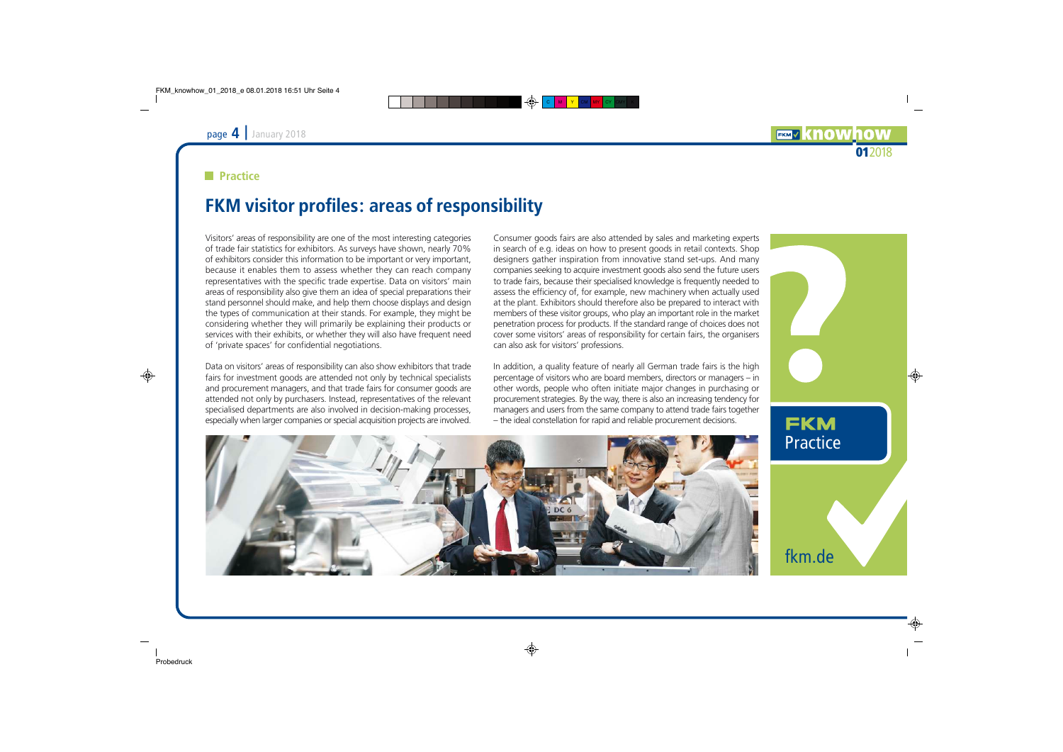■ Practice

# FKM visitor profiles: areas of responsibility

Visitors' areas of responsibility are one of the most interesting categories of trade fair statistics for exhibitors. As surveys have shown, nearly 70% of exhibitors consider this information to be important or very important, because it enables them to assess whether they can reach company representatives with the specific trade expertise. Data on visitors' main areas of responsibility also give them an idea of special preparations their stand personnel should make, and help them choose displays and design the types of communication at their stands. For example, they might be considering whether they will primarily be explaining their products or services with their exhibits, or whether they will also have frequent need of 'private spaces' for confidential negotiations.

Data on visitors' areas of responsibility can also show exhibitors that trade fairs for investment goods are attended not only by technical specialists and procurement managers, and that trade fairs for consumer goods are attended not only by purchasers. Instead, representatives of the relevant specialised departments are also involved in decision-making processes, especially when larger companies or special acquisition projects are involved.

Consumer goods fairs are also attended by sales and marketing experts in search of e.g. ideas on how to present goods in retail contexts. Shop designers gather inspiration from innovative stand set-ups. And many companies seeking to acquire investment goods also send the future users to trade fairs, because their specialised knowledge is frequently needed to assess the efficiency of, for example, new machinery when actually used at the plant. Exhibitors should therefore also be prepared to interact with members of these visitor groups, who play an important role in the market penetration process for products. If the standard range of choices does not cover some visitors' areas of responsibility for certain fairs, the organisers can also ask for visitors' professions.

In addition, a quality feature of nearly all German trade fairs is the high percentage of visitors who are board members, directors or managers – in other words, people who often initiate major changes in purchasing or procurement strategies. By the way, there is also an increasing tendency for managers and users from the same company to attend trade fairs together – the ideal constellation for rapid and reliable procurement decisions.

FKM Practice

fkm.de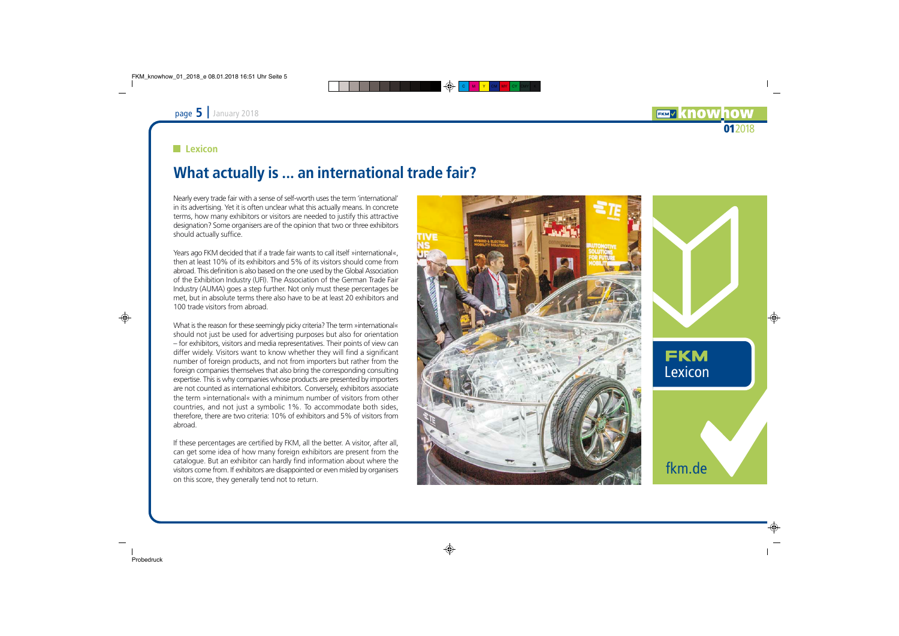## Lexicon

# What actually is ... an international trade fair?

Nearly every trade fair with a sense of self-worth uses the term 'international' in its advertising. Yet it is often unclear what this actually means. In concrete terms, how many exhibitors or visitors are needed to justify this attractive designation? Some organisers are of the opinion that two or three exhibitors should actually suffice.

Years ago FKM decided that if a trade fair wants to call itself »international«, then at least 10% of its exhibitors and 5% of its visitors should come from abroad. This definition is also based on the one used by the Global Association of the Exhibition Industry (UFI). The Association of the German Trade Fair Industry (AUMA) goes a step further. Not only must these percentages be met, but in absolute terms there also have to be at least 20 exhibitors and 100 trade visitors from abroad.

What is the reason for these seemingly picky criteria? The term »international« should not just be used for advertising purposes but also for orientation – for exhibitors, visitors and media representatives. Their points of view can differ widely. Visitors want to know whether they will find a significant number of foreign products, and not from importers but rather from the foreign companies themselves that also bring the corresponding consulting expertise. This is why companies whose products are presented by importers are not counted as international exhibitors. Conversely, exhibitors associate the term »international« with a minimum number of visitors from other countries, and not just a symbolic 1%. To accommodate both sides, therefore, there are two criteria: 10% of exhibitors and 5% of visitors from abroad.

If these percentages are certified by FKM, all the better. A visitor, after all, can get some idea of how many foreign exhibitors are present from the catalogue. But an exhibitor can hardly find information about where the visitors come from. If exhibitors are disappointed or even misled by organisers on this score, they generally tend not to return.

FKM Lexicon

fkm.de